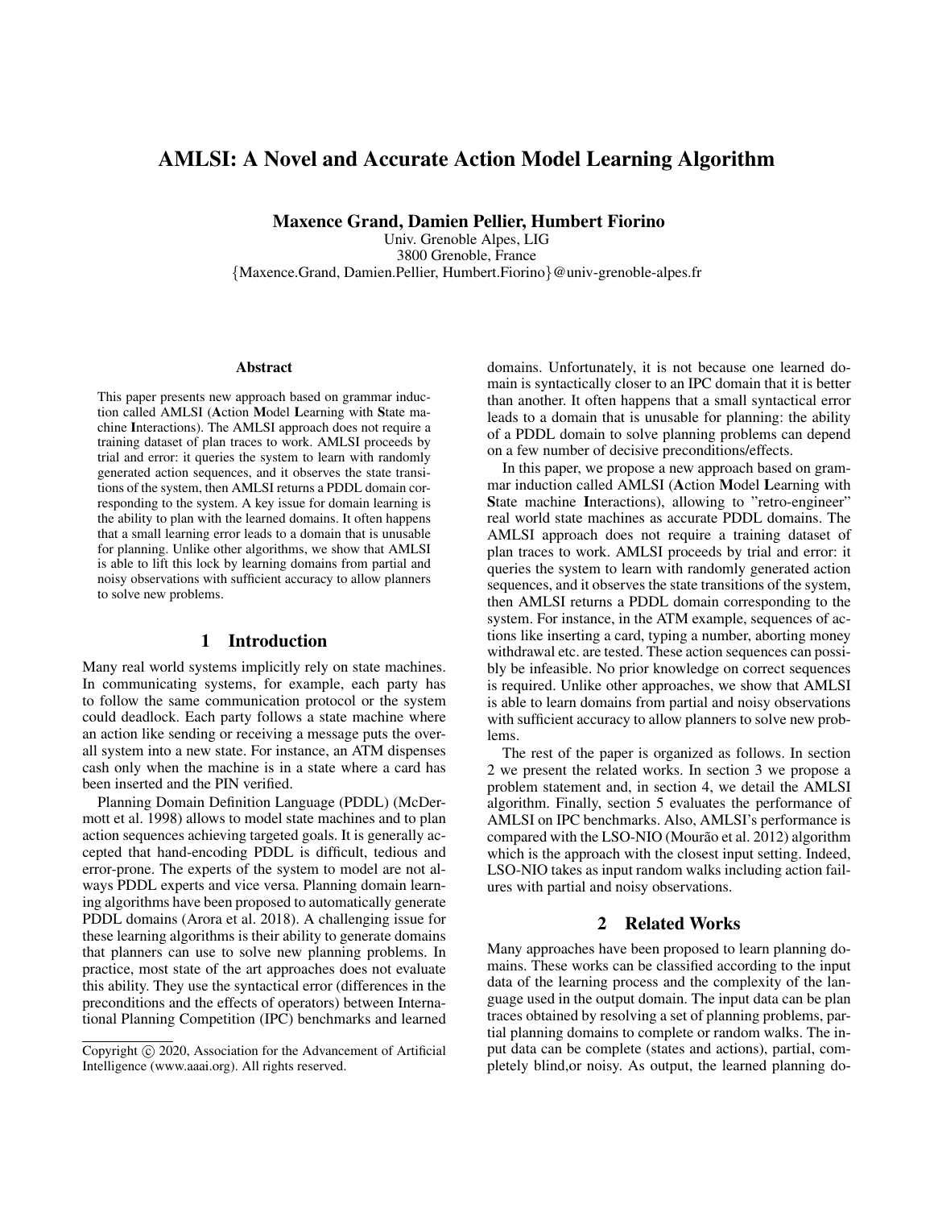# AMLSI: A Novel and Accurate Action Model Learning Algorithm

**Maxence Grand, Damien Pellier, Humbert Fiorino**

Univ. Grenoble Alpes, LIG
3800 Grenoble, France
{Maxence.Grand, Damien.Pellier, Humbert.Fiorino}@univ-grenoble-alpes.fr

### Abstract

This paper presents new approach based on grammar induction called AMLSI (**A**ction **M**odel **L**earning with **S**tate machine **I**nteractions). The AMLSI approach does not require a training dataset of plan traces to work. AMLSI proceeds by trial and error: it queries the system to learn with randomly generated action sequences, and it observes the state transitions of the system, then AMLSI returns a PDDL domain corresponding to the system. A key issue for domain learning is the ability to plan with the learned domains. It often happens that a small learning error leads to a domain that is unusable for planning. Unlike other algorithms, we show that AMLSI is able to lift this lock by learning domains from partial and noisy observations with sufficient accuracy to allow planners to solve new problems.

## 1 Introduction

Many real world systems implicitly rely on state machines. In communicating systems, for example, each party has to follow the same communication protocol or the system could deadlock. Each party follows a state machine where an action like sending or receiving a message puts the overall system into a new state. For instance, an ATM dispenses cash only when the machine is in a state where a card has been inserted and the PIN verified.

Planning Domain Definition Language (PDDL) (McDermott et al. 1998) allows to model state machines and to plan action sequences achieving targeted goals. It is generally accepted that hand-encoding PDDL is difficult, tedious and error-prone. The experts of the system to model are not always PDDL experts and vice versa. Planning domain learning algorithms have been proposed to automatically generate PDDL domains (Arora et al. 2018). A challenging issue for these learning algorithms is their ability to generate domains that planners can use to solve new planning problems. In practice, most state of the art approaches does not evaluate this ability. They use the syntactical error (differences in the preconditions and the effects of operators) between International Planning Competition (IPC) benchmarks and learned domains. Unfortunately, it is not because one learned domain is syntactically closer to an IPC domain that it is better than another. It often happens that a small syntactical error leads to a domain that is unusable for planning: the ability of a PDDL domain to solve planning problems can depend on a few number of decisive preconditions/effects.

In this paper, we propose a new approach based on grammar induction called AMLSI (**A**ction **M**odel **L**earning with **S**tate machine **I**nteractions), allowing to "retro-engineer" real world state machines as accurate PDDL domains. The AMLSI approach does not require a training dataset of plan traces to work. AMLSI proceeds by trial and error: it queries the system to learn with randomly generated action sequences, and it observes the state transitions of the system, then AMLSI returns a PDDL domain corresponding to the system. For instance, in the ATM example, sequences of actions like inserting a card, typing a number, aborting money withdrawal etc. are tested. These action sequences can possibly be infeasible. No prior knowledge on correct sequences is required. Unlike other approaches, we show that AMLSI is able to learn domains from partial and noisy observations with sufficient accuracy to allow planners to solve new problems.

The rest of the paper is organized as follows. In section 2 we present the related works. In section 3 we propose a problem statement and, in section 4, we detail the AMLSI algorithm. Finally, section 5 evaluates the performance of AMLSI on IPC benchmarks. Also, AMLSI's performance is compared with the LSO-NIO (Mourão et al. 2012) algorithm which is the approach with the closest input setting. Indeed, LSO-NIO takes as input random walks including action failures with partial and noisy observations.

## 2 Related Works

Many approaches have been proposed to learn planning domains. These works can be classified according to the input data of the learning process and the complexity of the language used in the output domain. The input data can be plan traces obtained by resolving a set of planning problems, partial planning domains to complete or random walks. The input data can be complete (states and actions), partial, completely blind,or noisy. As output, the learned planning do-

Copyright © 2020, Association for the Advancement of Artificial Intelligence (www.aaai.org). All rights reserved.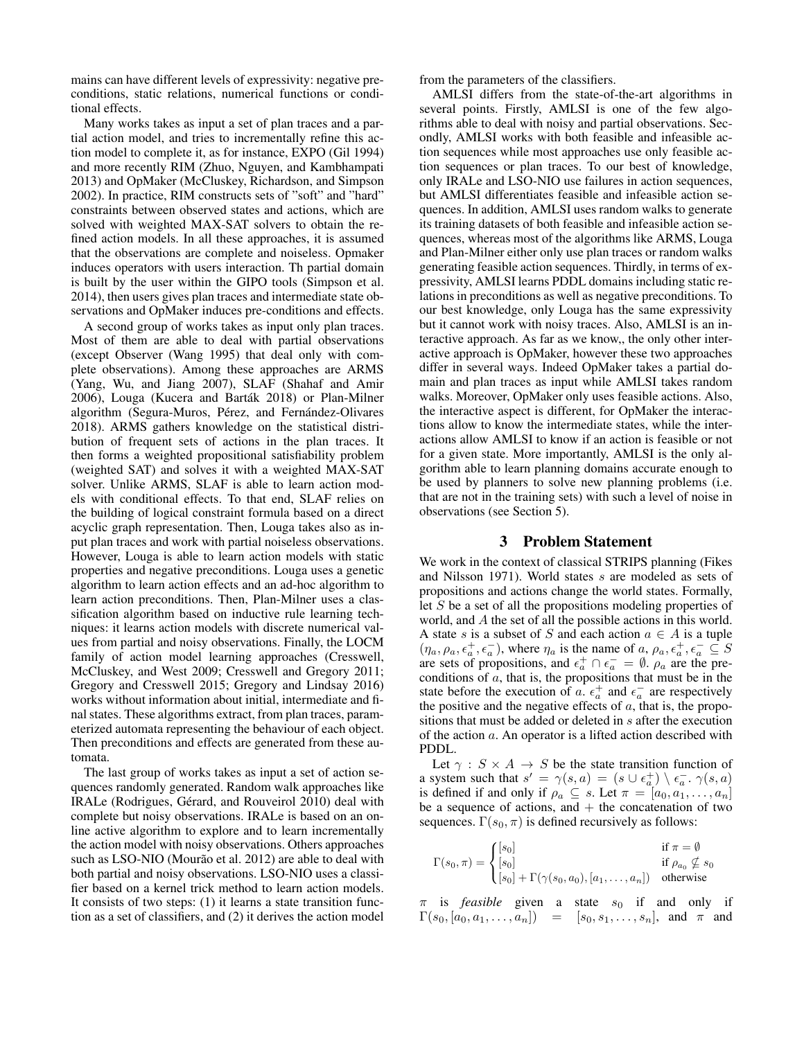mains can have different levels of expressivity: negative preconditions, static relations, numerical functions or conditional effects.

Many works takes as input a set of plan traces and a partial action model, and tries to incrementally refine this action model to complete it, as for instance, EXPO (Gil 1994) and more recently RIM (Zhuo, Nguyen, and Kambhampati 2013) and OpMaker (McCluskey, Richardson, and Simpson 2002). In practice, RIM constructs sets of "soft" and "hard" constraints between observed states and actions, which are solved with weighted MAX-SAT solvers to obtain the refined action models. In all these approaches, it is assumed that the observations are complete and noiseless. Opmaker induces operators with users interaction. Th partial domain is built by the user within the GIPO tools (Simpson et al. 2014), then users gives plan traces and intermediate state observations and OpMaker induces pre-conditions and effects.

A second group of works takes as input only plan traces. Most of them are able to deal with partial observations (except Observer (Wang 1995) that deal only with complete observations). Among these approaches are ARMS (Yang, Wu, and Jiang 2007), SLAF (Shahaf and Amir 2006), Louga (Kucera and Barták 2018) or Plan-Milner algorithm (Segura-Muros, Pérez, and Fernández-Olivares 2018). ARMS gathers knowledge on the statistical distribution of frequent sets of actions in the plan traces. It then forms a weighted propositional satisfiability problem (weighted SAT) and solves it with a weighted MAX-SAT solver. Unlike ARMS, SLAF is able to learn action models with conditional effects. To that end, SLAF relies on the building of logical constraint formula based on a direct acyclic graph representation. Then, Louga takes also as input plan traces and work with partial noiseless observations. However, Louga is able to learn action models with static properties and negative preconditions. Louga uses a genetic algorithm to learn action effects and an ad-hoc algorithm to learn action preconditions. Then, Plan-Milner uses a classification algorithm based on inductive rule learning techniques: it learns action models with discrete numerical values from partial and noisy observations. Finally, the LOCM family of action model learning approaches (Cresswell, McCluskey, and West 2009; Cresswell and Gregory 2011; Gregory and Cresswell 2015; Gregory and Lindsay 2016) works without information about initial, intermediate and final states. These algorithms extract, from plan traces, parameterized automata representing the behaviour of each object. Then preconditions and effects are generated from these automata.

The last group of works takes as input a set of action sequences randomly generated. Random walk approaches like IRALe (Rodrigues, Gérard, and Rouveirol 2010) deal with complete but noisy observations. IRALe is based on an online active algorithm to explore and to learn incrementally the action model with noisy observations. Others approaches such as LSO-NIO (Mourão et al. 2012) are able to deal with both partial and noisy observations. LSO-NIO uses a classifier based on a kernel trick method to learn action models. It consists of two steps: (1) it learns a state transition function as a set of classifiers, and (2) it derives the action model from the parameters of the classifiers.

AMLSI differs from the state-of-the-art algorithms in several points. Firstly, AMLSI is one of the few algorithms able to deal with noisy and partial observations. Secondly, AMLSI works with both feasible and infeasible action sequences while most approaches use only feasible action sequences or plan traces. To our best of knowledge, only IRALe and LSO-NIO use failures in action sequences, but AMLSI differentiates feasible and infeasible action sequences. In addition, AMLSI uses random walks to generate its training datasets of both feasible and infeasible action sequences, whereas most of the algorithms like ARMS, Louga and Plan-Milner either only use plan traces or random walks generating feasible action sequences. Thirdly, in terms of expressivity, AMLSI learns PDDL domains including static relations in preconditions as well as negative preconditions. To our best knowledge, only Louga has the same expressivity but it cannot work with noisy traces. Also, AMLSI is an interactive approach. As far as we know,, the only other interactive approach is OpMaker, however these two approaches differ in several ways. Indeed OpMaker takes a partial domain and plan traces as input while AMLSI takes random walks. Moreover, OpMaker only uses feasible actions. Also, the interactive aspect is different, for OpMaker the interactions allow to know the intermediate states, while the interactions allow AMLSI to know if an action is feasible or not for a given state. More importantly, AMLSI is the only algorithm able to learn planning domains accurate enough to be used by planners to solve new planning problems (i.e. that are not in the training sets) with such a level of noise in observations (see Section 5).

## 3 Problem Statement

We work in the context of classical STRIPS planning (Fikes and Nilsson 1971). World states $s$ are modeled as sets of propositions and actions change the world states. Formally, let $S$ be a set of all the propositions modeling properties of world, and $A$ the set of all the possible actions in this world. A state $s$ is a subset of $S$ and each action $a \in A$ is a tuple $(\eta_a, \rho_a, \epsilon_a^+, \epsilon_a^-)$, where $\eta_a$ is the name of $a$, $\rho_a, \epsilon_a^+, \epsilon_a^- \subseteq S$ are sets of propositions, and $\epsilon_a^+ \cap \epsilon_a^- = \emptyset$. $\rho_a$ are the preconditions of $a$, that is, the propositions that must be in the state before the execution of $a$. $\epsilon_a^+$ and $\epsilon_a^-$ are respectively the positive and the negative effects of $a$, that is, the propositions that must be added or deleted in $s$ after the execution of the action $a$. An operator is a lifted action described with PDDL.

Let $\gamma : S \times A \rightarrow S$ be the state transition function of a system such that $s' = \gamma(s, a) = (s \cup \epsilon_a^+) \setminus \epsilon_a^-$. $\gamma(s, a)$ is defined if and only if $\rho_a \subseteq s$. Let $\pi = [a_0, a_1, \ldots, a_n]$ be a sequence of actions, and $+$ the concatenation of two sequences. $\Gamma(s_0, \pi)$ is defined recursively as follows:

$$
\Gamma(s_0, \pi) = \begin{cases} [s_0] & \text{if } \pi = \emptyset \\ [s_0] & \text{if } \rho_{a_0} \not\subseteq s_0 \\ [s_0] + \Gamma(\gamma(s_0, a_0), [a_1, \ldots, a_n]) & \text{otherwise} \end{cases}
$$

$\pi$ is *feasible* given a state $s_0$ if and only if $\Gamma(s_0, [a_0, a_1, \ldots, a_n]) = [s_0, s_1, \ldots, s_n]$, and $\pi$ and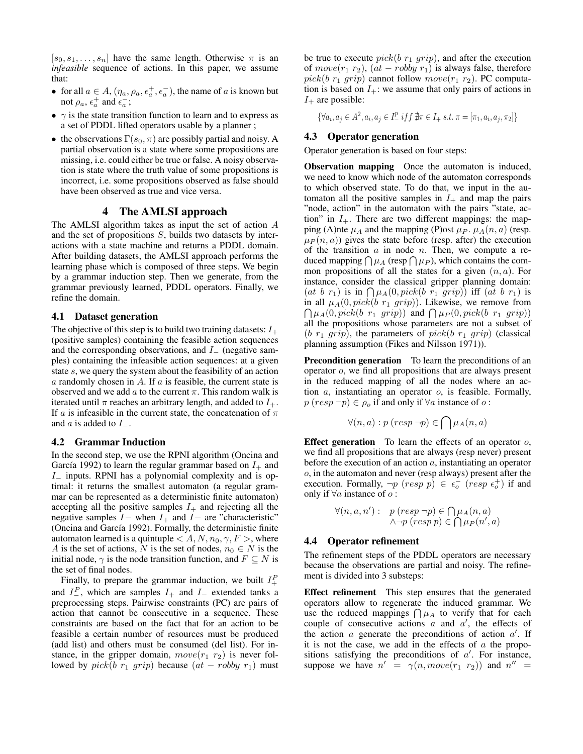$[s_0, s_1, \ldots, s_n]$ have the same length. Otherwise $\pi$ is an *infeasible* sequence of actions. In this paper, we assume that:

- for all $a \in A$, $(\eta_a, \rho_a, \epsilon_a^+, \epsilon_a^-)$, the name of $a$ is known but not $\rho_a$, $\epsilon_a^+$ and $\epsilon_a^-$;
- $\gamma$ is the state transition function to learn and to express as a set of PDDL lifted operators usable by a planner ;
- the observations $\Gamma(s_0, \pi)$ are possibly partial and noisy. A partial observation is a state where some propositions are missing, i.e. could either be true or false. A noisy observation is state where the truth value of some propositions is incorrect, i.e. some propositions observed as false should have been observed as true and vice versa.

## 4 The AMLSI approach

The AMLSI algorithm takes as input the set of action $A$ and the set of propositions $S$, builds two datasets by interactions with a state machine and returns a PDDL domain. After building datasets, the AMLSI approach performs the learning phase which is composed of three steps. We begin by a grammar induction step. Then we generate, from the grammar previously learned, PDDL operators. Finally, we refine the domain.

### 4.1 Dataset generation

The objective of this step is to build two training datasets: $I_+$ (positive samples) containing the feasible action sequences and the corresponding observations, and $I_-$ (negative samples) containing the infeasible action sequences: at a given state $s$, we query the system about the feasibility of an action $a$ randomly chosen in $A$. If $a$ is feasible, the current state is observed and we add $a$ to the current $\pi$. This random walk is iterated until $\pi$ reaches an arbitrary length, and added to $I_+$. If $a$ is infeasible in the current state, the concatenation of $\pi$ and $a$ is added to $I_-$.

### 4.2 Grammar Induction

In the second step, we use the RPNI algorithm (Oncina and García 1992) to learn the regular grammar based on $I_+$ and $I_-$ inputs. RPNI has a polynomial complexity and is optimal: it returns the smallest automaton (a regular grammar can be represented as a deterministic finite automaton) accepting all the positive samples $I_+$ and rejecting all the negative samples $I-$ when $I_+$ and $I-$ are "characteristic" (Oncina and García 1992). Formally, the deterministic finite automaton learned is a quintuple $< A, N, n_0, \gamma, F >$, where $A$ is the set of actions, $N$ is the set of nodes, $n_0 \in N$ is the initial node, $\gamma$ is the node transition function, and $F \subseteq N$ is the set of final nodes.

Finally, to prepare the grammar induction, we built $I_+^P$ and $I_-^P$, which are samples $I_+$ and $I_-$ extended tanks a preprocessing steps. Pairwise constraints (PC) are pairs of action that cannot be consecutive in a sequence. These constraints are based on the fact that for an action to be feasible a certain number of resources must be produced (add list) and others must be consumed (del list). For instance, in the gripper domain, $move(r_1\ r_2)$ is never followed by $pick(b\ r_1\ grip)$ because $(at - robby\ r_1)$ must be true to execute $pick(b\ r_1\ grip)$, and after the execution of $move(r_1\ r_2)$, $(at - robby\ r_1)$ is always false, therefore $pick(b\ r_1\ grip)$ cannot follow $move(r_1\ r_2)$. PC computation is based on $I_+$: we assume that only pairs of actions in $I_+$ are possible:

$$\{\forall a_i, a_j \in A^2, a_i, a_j \in I_-^p \ iff \ \nexists \pi \in I_+ \ s.t. \ \pi = [\pi_1, a_i, a_j, \pi_2]\}$$

### 4.3 Operator generation

Operator generation is based on four steps:

**Observation mapping** Once the automaton is induced, we need to know which node of the automaton corresponds to which observed state. To do that, we input in the automaton all the positive samples in $I_+$ and map the pairs "node, action" in the automaton with the pairs "state, action" in $I_+$. There are two different mappings: the mapping (A)nte $\mu_A$ and the mapping (P)ost $\mu_P$. $\mu_A(n, a)$ (resp. $\mu_P(n, a)$) gives the state before (resp. after) the execution of the transition $a$ in node $n$. Then, we compute a reduced mapping $\bigcap \mu_A$ (resp $\bigcap \mu_P$), which contains the common propositions of all the states for a given $(n, a)$. For instance, consider the classical gripper planning domain: $(at\ b\ r_1)$ is in $\bigcap \mu_A(0, pick(b\ r_1\ grip))$ iff $(at\ b\ r_1)$ is in all $\mu_A(0, pick(b\ r_1\ grip))$. Likewise, we remove from $\bigcap \mu_A(0, pick(b\ r_1\ grip))$ and $\bigcap \mu_P(0, pick(b\ r_1\ grip))$ all the propositions whose parameters are not a subset of $(b\ r_1\ grip)$, the parameters of $pick(b\ r_1\ grip)$ (classical planning assumption (Fikes and Nilsson 1971)).

**Precondition generation** To learn the preconditions of an operator $o$, we find all propositions that are always present in the reduced mapping of all the nodes where an action $a$, instantiating an operator $o$, is feasible. Formally, $p\ (resp\ \neg p) \in \rho_o$ if and only if $\forall a$ instance of $o$ :

$$\forall (n, a) : p\ (resp\ \neg p) \in \bigcap \mu_A(n, a)$$

**Effect generation** To learn the effects of an operator $o$, we find all propositions that are always (resp never) present before the execution of an action $a$, instantiating an operator $o$, in the automaton and never (resp always) present after the execution. Formally, $\neg p\ (resp\ p) \in \epsilon_o^-\ (resp\ \epsilon_o^+)$ if and only if $\forall a$ instance of $o$ :

$$\forall (n, a, n') : \begin{array}{l} p\ (resp\ \neg p) \in \bigcap \mu_A(n, a) \\ \wedge \neg p\ (resp\ p) \in \bigcap \mu_P(n', a) \end{array}$$

### 4.4 Operator refinement

The refinement steps of the PDDL operators are necessary because the observations are partial and noisy. The refinement is divided into 3 substeps:

**Effect refinement** This step ensures that the generated operators allow to regenerate the induced grammar. We use the reduced mappings $\bigcap \mu_A$ to verify that for each couple of consecutive actions $a$ and $a'$, the effects of the action $a$ generate the preconditions of action $a'$. If it is not the case, we add in the effects of $a$ the propositions satisfying the preconditions of $a'$. For instance, suppose we have $n' = \gamma(n, move(r_1\ r_2))$ and $n'' =$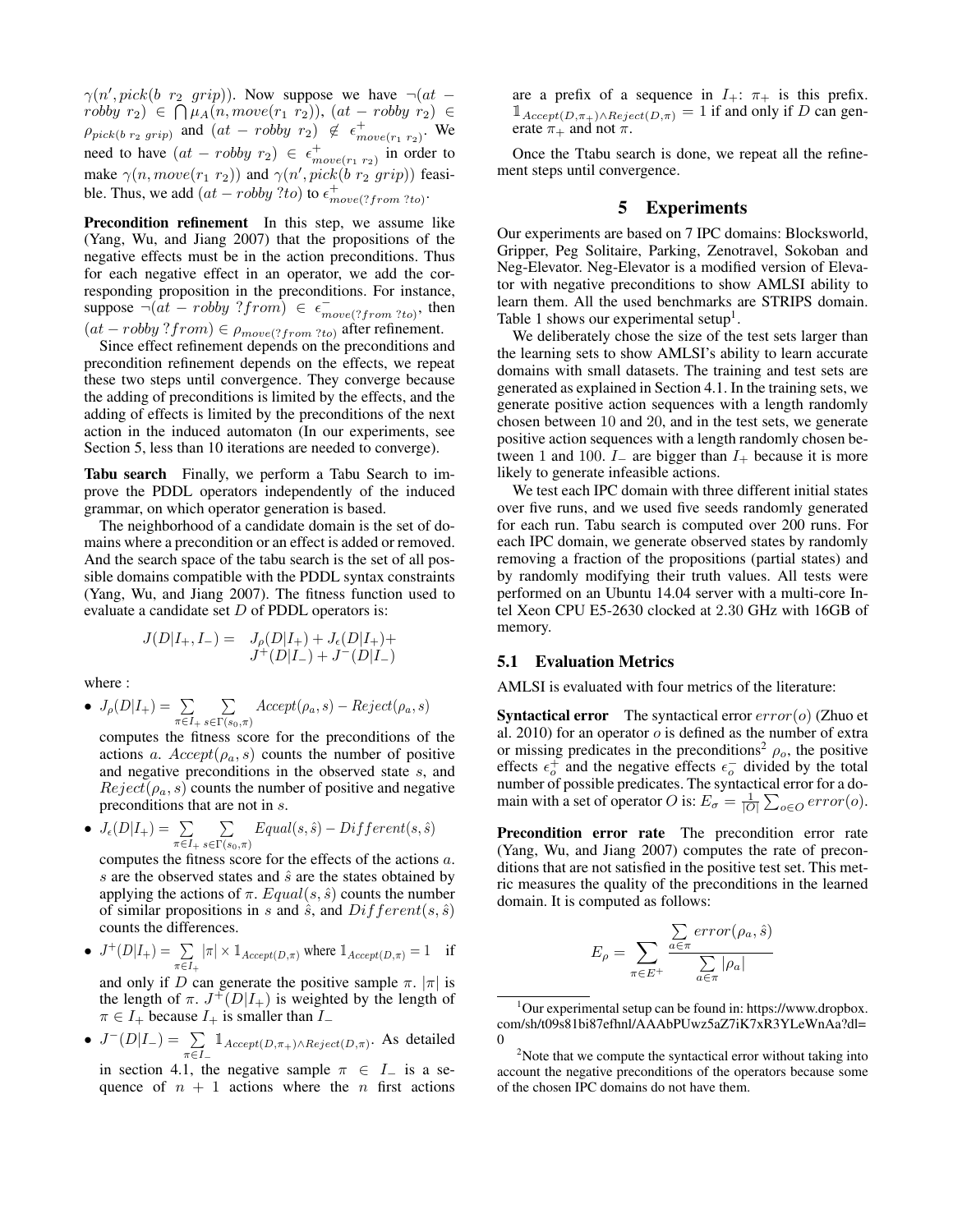$\gamma(n', pick(b\ r_2\ grip))$. Now suppose we have $\neg(at - robby\ r_2) \in \bigcap \mu_A(n, move(r_1\ r_2))$, $(at - robby\ r_2) \in \rho_{pick(b\ r_2\ grip)}$ and $(at - robby\ r_2) \notin \epsilon^+_{move(r_1\ r_2)}$. We need to have $(at - robby\ r_2) \in \epsilon^+_{move(r_1\ r_2)}$ in order to make $\gamma(n, move(r_1\ r_2))$ and $\gamma(n', pick(b\ r_2\ grip))$ feasible. Thus, we add $(at - robby\ ?to)$ to $\epsilon^+_{move(?from\ ?to)}$.

**Precondition refinement** In this step, we assume like (Yang, Wu, and Jiang 2007) that the propositions of the negative effects must be in the action preconditions. Thus for each negative effect in an operator, we add the corresponding proposition in the preconditions. For instance, suppose $\neg(at - robby\ ?from) \in \epsilon^-_{move(?from\ ?to)}$, then $(at - robby\ ?from) \in \rho_{move(?from\ ?to)}$ after refinement.

Since effect refinement depends on the preconditions and precondition refinement depends on the effects, we repeat these two steps until convergence. They converge because the adding of preconditions is limited by the effects, and the adding of effects is limited by the preconditions of the next action in the induced automaton (In our experiments, see Section 5, less than 10 iterations are needed to converge).

**Tabu search** Finally, we perform a Tabu Search to improve the PDDL operators independently of the induced grammar, on which operator generation is based.

The neighborhood of a candidate domain is the set of domains where a precondition or an effect is added or removed. And the search space of the tabu search is the set of all possible domains compatible with the PDDL syntax constraints (Yang, Wu, and Jiang 2007). The fitness function used to evaluate a candidate set $D$ of PDDL operators is:

$$J(D|I_+, I_-) = J_\rho(D|I_+) + J_\epsilon(D|I_+) + J^+(D|I_-) + J^-(D|I_-)$$

where :

- $J_\rho(D|I_+) = \sum_{\pi \in I_+} \sum_{s \in \Gamma(s_0, \pi)} Accept(\rho_a, s) - Reject(\rho_a, s)$ computes the fitness score for the preconditions of the actions $a$. $Accept(\rho_a, s)$ counts the number of positive and negative preconditions in the observed state $s$, and $Reject(\rho_a, s)$ counts the number of positive and negative preconditions that are not in $s$.
- $J_\epsilon(D|I_+) = \sum_{\pi \in I_+} \sum_{s \in \Gamma(s_0, \pi)} Equal(s, \hat{s}) - Different(s, \hat{s})$ computes the fitness score for the effects of the actions $a$. $s$ are the observed states and $\hat{s}$ are the states obtained by applying the actions of $\pi$. $Equal(s, \hat{s})$ counts the number of similar propositions in $s$ and $\hat{s}$, and $Different(s, \hat{s})$ counts the differences.
- $J^+(D|I_+) = \sum_{\pi \in I_+} |\pi| \times \mathbb{1}_{Accept(D,\pi)}$ where $\mathbb{1}_{Accept(D,\pi)} = 1$ if and only if $D$ can generate the positive sample $\pi$. $|\pi|$ is the length of $\pi$. $J^+(D|I_+)$ is weighted by the length of $\pi \in I_+$ because $I_+$ is smaller than $I_-$
- $J^-(D|I_-) = \sum_{\pi \in I_-} \mathbb{1}_{Accept(D,\pi_+) \wedge Reject(D,\pi)}$. As detailed in section 4.1, the negative sample $\pi \in I_-$ is a sequence of $n + 1$ actions where the $n$ first actions are a prefix of a sequence in $I_+$: $\pi_+$ is this prefix. $\mathbb{1}_{Accept(D,\pi_+) \wedge Reject(D,\pi)} = 1$ if and only if $D$ can generate $\pi_+$ and not $\pi$.

Once the Ttabu search is done, we repeat all the refinement steps until convergence.

# 5 Experiments

Our experiments are based on 7 IPC domains: Blocksworld, Gripper, Peg Solitaire, Parking, Zenotravel, Sokoban and Neg-Elevator. Neg-Elevator is a modified version of Elevator with negative preconditions to show AMLSI ability to learn them. All the used benchmarks are STRIPS domain. Table 1 shows our experimental setup[1].

We deliberately chose the size of the test sets larger than the learning sets to show AMLSI's ability to learn accurate domains with small datasets. The training and test sets are generated as explained in Section 4.1. In the training sets, we generate positive action sequences with a length randomly chosen between 10 and 20, and in the test sets, we generate positive action sequences with a length randomly chosen between 1 and 100. $I_-$ are bigger than $I_+$ because it is more likely to generate infeasible actions.

We test each IPC domain with three different initial states over five runs, and we used five seeds randomly generated for each run. Tabu search is computed over 200 runs. For each IPC domain, we generate observed states by randomly removing a fraction of the propositions (partial states) and by randomly modifying their truth values. All tests were performed on an Ubuntu 14.04 server with a multi-core Intel Xeon CPU E5-2630 clocked at 2.30 GHz with 16GB of memory.

## 5.1 Evaluation Metrics

AMLSI is evaluated with four metrics of the literature:

**Syntactical error** The syntactical error $error(o)$ (Zhuo et al. 2010) for an operator $o$ is defined as the number of extra or missing predicates in the preconditions[2] $\rho_o$, the positive effects $\epsilon^+_o$ and the negative effects $\epsilon^-_o$ divided by the total number of possible predicates. The syntactical error for a domain with a set of operator $O$ is: $E_\sigma = \frac{1}{|O|} \sum_{o \in O} error(o)$.

**Precondition error rate** The precondition error rate (Yang, Wu, and Jiang 2007) computes the rate of preconditions that are not satisfied in the positive test set. This metric measures the quality of the preconditions in the learned domain. It is computed as follows:

$$E_\rho = \sum_{\pi \in E^+} \frac{\sum_{a \in \pi} error(\rho_a, \hat{s})}{\sum_{a \in \pi} |\rho_a|}$$

[1] Our experimental setup can be found in: https://www.dropbox.com/sh/t09s81bi87efhnl/AAAbPUwz5aZ7iK7xR3YLeWnAa?dl=0

[2] Note that we compute the syntactical error without taking into account the negative preconditions of the operators because some of the chosen IPC domains do not have them.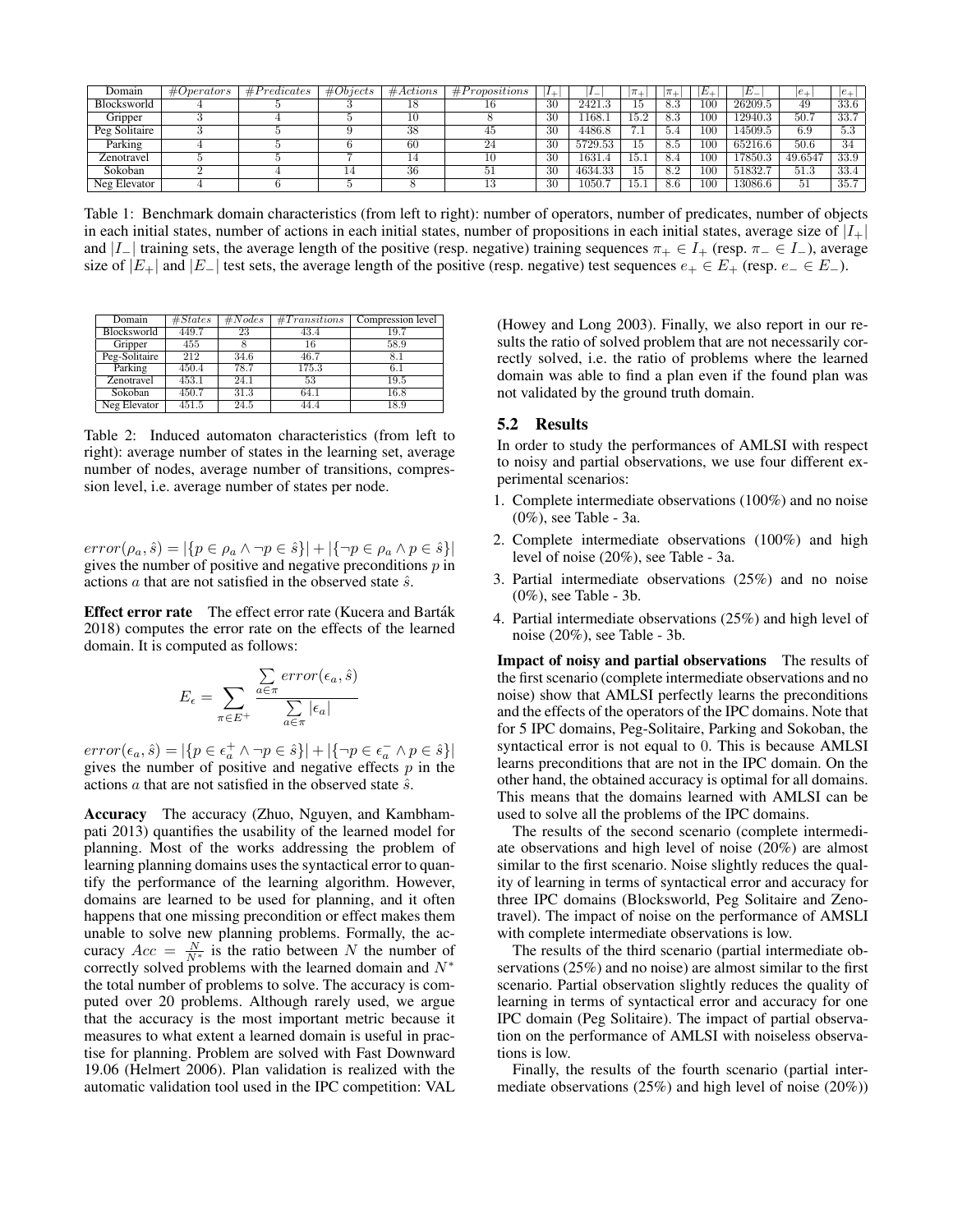| Domain | $\#Operators$ | $\#Predicates$ | $\#Objects$ | $\#Actions$ | $\#Propositions$ | $\|I_+\|$ | $\|I_-\|$ | $\|\pi_+\|$ | $\|\pi_+\|$ | $\|E_+\|$ | $\|E_-\|$ | $\|e_+\|$ | $\|e_+\|$ |
|---|---|---|---|---|---|---|---|---|---|---|---|---|---|
| Blocksworld | 4 | 5 | 3 | 18 | 16 | 30 | 2421.3 | 15 | 8.3 | 100 | 26209.5 | 49 | 33.6 |
| Gripper | 3 | 4 | 5 | 10 | 8 | 30 | 1168.1 | 15.2 | 8.3 | 100 | 12940.3 | 50.7 | 33.7 |
| Peg Solitaire | 3 | 5 | 9 | 38 | 45 | 30 | 4486.8 | 7.1 | 5.4 | 100 | 14509.5 | 6.9 | 5.3 |
| Parking | 4 | 5 | 6 | 60 | 24 | 30 | 5729.53 | 15 | 8.5 | 100 | 65216.6 | 50.6 | 34 |
| Zenotravel | 5 | 5 | 7 | 14 | 10 | 30 | 1631.4 | 15.1 | 8.4 | 100 | 17850.3 | 49.6547 | 33.9 |
| Sokoban | 2 | 4 | 14 | 36 | 51 | 30 | 4634.33 | 15 | 8.2 | 100 | 51832.7 | 51.3 | 33.4 |
| Neg Elevator | 4 | 6 | 5 | 8 | 13 | 30 | 1050.7 | 15.1 | 8.6 | 100 | 13086.6 | 51 | 35.7 |

Table 1: Benchmark domain characteristics (from left to right): number of operators, number of predicates, number of objects in each initial states, number of actions in each initial states, number of propositions in each initial states, average size of $|I_+|$ and $|I_-|$ training sets, the average length of the positive (resp. negative) training sequences $\pi_+ \in I_+$ (resp. $\pi_- \in I_-$), average size of $|E_+|$ and $|E_-|$ test sets, the average length of the positive (resp. negative) test sequences $e_+ \in E_+$ (resp. $e_- \in E_-$).

| Domain | $\#States$ | $\#Nodes$ | $\#Transitions$ | Compression level |
|---|---|---|---|---|
| Blocksworld | 449.7 | 23 | 43.4 | 19.7 |
| Gripper | 455 | 8 | 16 | 58.9 |
| Peg-Solitaire | 212 | 34.6 | 46.7 | 8.1 |
| Parking | 450.4 | 78.7 | 175.3 | 6.1 |
| Zenotravel | 453.1 | 24.1 | 53 | 19.5 |
| Sokoban | 450.7 | 31.3 | 64.1 | 16.8 |
| Neg Elevator | 451.5 | 24.5 | 44.4 | 18.9 |

Table 2: Induced automaton characteristics (from left to right): average number of states in the learning set, average number of nodes, average number of transitions, compression level, i.e. average number of states per node.

$error(\rho_a, \hat{s}) = |\{p \in \rho_a \wedge \neg p \in \hat{s}\}| + |\{\neg p \in \rho_a \wedge p \in \hat{s}\}|$ gives the number of positive and negative preconditions $p$ in actions $a$ that are not satisfied in the observed state $\hat{s}$.

**Effect error rate** The effect error rate (Kucera and Barták 2018) computes the error rate on the effects of the learned domain. It is computed as follows:

$$E_\epsilon = \sum_{\pi \in E^+} \frac{\sum_{a \in \pi} error(\epsilon_a, \hat{s})}{\sum_{a \in \pi} |\epsilon_a|}$$

$error(\epsilon_a, \hat{s}) = |\{p \in \epsilon_a^+ \wedge \neg p \in \hat{s}\}| + |\{\neg p \in \epsilon_a^- \wedge p \in \hat{s}\}|$ gives the number of positive and negative effects $p$ in the actions $a$ that are not satisfied in the observed state $\hat{s}$.

**Accuracy** The accuracy (Zhuo, Nguyen, and Kambhampati 2013) quantifies the usability of the learned model for planning. Most of the works addressing the problem of learning planning domains uses the syntactical error to quantify the performance of the learning algorithm. However, domains are learned to be used for planning, and it often happens that one missing precondition or effect makes them unable to solve new planning problems. Formally, the accuracy $Acc = \frac{N}{N^*}$ is the ratio between $N$ the number of correctly solved problems with the learned domain and $N^*$ the total number of problems to solve. The accuracy is computed over 20 problems. Although rarely used, we argue that the accuracy is the most important metric because it measures to what extent a learned domain is useful in practise for planning. Problem are solved with Fast Downward 19.06 (Helmert 2006). Plan validation is realized with the automatic validation tool used in the IPC competition: VAL (Howey and Long 2003). Finally, we also report in our results the ratio of solved problem that are not necessarily correctly solved, i.e. the ratio of problems where the learned domain was able to find a plan even if the found plan was not validated by the ground truth domain.

## 5.2 Results

In order to study the performances of AMLSI with respect to noisy and partial observations, we use four different experimental scenarios:

1. Complete intermediate observations (100%) and no noise (0%), see Table - 3a.
2. Complete intermediate observations (100%) and high level of noise (20%), see Table - 3a.
3. Partial intermediate observations (25%) and no noise (0%), see Table - 3b.
4. Partial intermediate observations (25%) and high level of noise (20%), see Table - 3b.

**Impact of noisy and partial observations** The results of the first scenario (complete intermediate observations and no noise) show that AMLSI perfectly learns the preconditions and the effects of the operators of the IPC domains. Note that for 5 IPC domains, Peg-Solitaire, Parking and Sokoban, the syntactical error is not equal to 0. This is because AMLSI learns preconditions that are not in the IPC domain. On the other hand, the obtained accuracy is optimal for all domains. This means that the domains learned with AMLSI can be used to solve all the problems of the IPC domains.

The results of the second scenario (complete intermediate observations and high level of noise (20%) are almost similar to the first scenario. Noise slightly reduces the quality of learning in terms of syntactical error and accuracy for three IPC domains (Blocksworld, Peg Solitaire and Zenotravel). The impact of noise on the performance of AMSLI with complete intermediate observations is low.

The results of the third scenario (partial intermediate observations (25%) and no noise) are almost similar to the first scenario. Partial observation slightly reduces the quality of learning in terms of syntactical error and accuracy for one IPC domain (Peg Solitaire). The impact of partial observation on the performance of AMLSI with noiseless observations is low.

Finally, the results of the fourth scenario (partial intermediate observations (25%) and high level of noise (20%))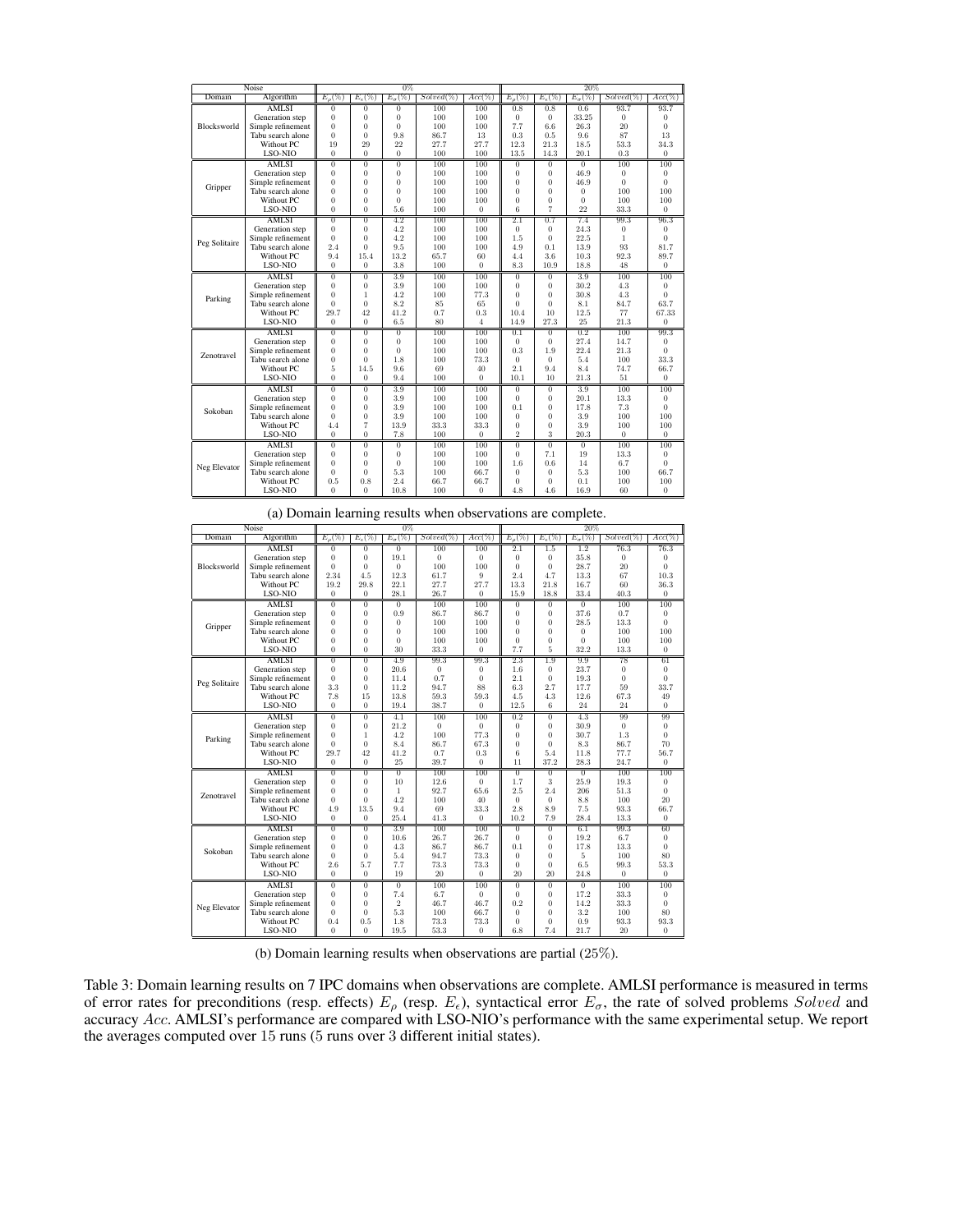| Noise | | 0% | | | | | 20% | | | | |
|---|---|---|---|---|---|---|---|---|---|---|---|
| Domain | Algorithm | $E_\rho(\%)$ | $E_\epsilon(\%)$ | $E_\sigma(\%)$ | $Solved(\%)$ | $Acc(\%)$ | $E_\rho(\%)$ | $E_\epsilon(\%)$ | $E_\sigma(\%)$ | $Solved(\%)$ | $Acc(\%)$ |
| Blocksworld | AMLSI | 0 | 0 | 0 | 100 | 100 | 0.8 | 0.8 | 0.6 | 93.7 | 93.7 |
| | Generation step | 0 | 0 | 0 | 100 | 100 | 0 | 0 | 33.25 | 0 | 0 |
| | Simple refinement | 0 | 0 | 0 | 100 | 100 | 7.7 | 6.6 | 26.3 | 20 | 0 |
| | Tabu search alone | 0 | 0 | 9.8 | 86.7 | 13 | 0.3 | 0.5 | 9.6 | 87 | 13 |
| | Without PC | 19 | 29 | 22 | 27.7 | 27.7 | 12.3 | 21.3 | 18.5 | 53.3 | 34.3 |
| | LSO-NIO | 0 | 0 | 0 | 100 | 100 | 13.5 | 14.3 | 20.1 | 0.3 | 0 |
| Gripper | AMLSI | 0 | 0 | 0 | 100 | 100 | 0 | 0 | 0 | 100 | 100 |
| | Generation step | 0 | 0 | 0 | 100 | 100 | 0 | 0 | 46.9 | 0 | 0 |
| | Simple refinement | 0 | 0 | 0 | 100 | 100 | 0 | 0 | 46.9 | 0 | 0 |
| | Tabu search alone | 0 | 0 | 0 | 100 | 100 | 0 | 0 | 0 | 100 | 100 |
| | Without PC | 0 | 0 | 0 | 100 | 100 | 0 | 0 | 0 | 100 | 100 |
| | LSO-NIO | 0 | 0 | 5.6 | 100 | 0 | 6 | 7 | 22 | 33.3 | 0 |
| Peg Solitaire | AMLSI | 0 | 0 | 4.2 | 100 | 100 | 2.1 | 0.7 | 7.4 | 99.3 | 96.3 |
| | Generation step | 0 | 0 | 4.2 | 100 | 100 | 0 | 0 | 24.3 | 0 | 0 |
| | Simple refinement | 0 | 0 | 4.2 | 100 | 100 | 1.5 | 0 | 22.5 | 1 | 0 |
| | Tabu search alone | 2.4 | 0 | 9.5 | 100 | 100 | 4.9 | 0.1 | 13.9 | 93 | 81.7 |
| | Without PC | 9.4 | 15.4 | 13.2 | 65.7 | 60 | 4.4 | 3.6 | 10.3 | 92.3 | 89.7 |
| | LSO-NIO | 0 | 0 | 3.8 | 100 | 0 | 8.3 | 10.9 | 18.8 | 48 | 0 |
| Parking | AMLSI | 0 | 0 | 3.9 | 100 | 100 | 0 | 0 | 3.9 | 100 | 100 |
| | Generation step | 0 | 0 | 3.9 | 100 | 100 | 0 | 0 | 30.2 | 4.3 | 0 |
| | Simple refinement | 0 | 1 | 4.2 | 100 | 77.3 | 0 | 0 | 30.8 | 4.3 | 0 |
| | Tabu search alone | 0 | 0 | 8.2 | 85 | 65 | 0 | 0 | 8.1 | 84.7 | 63.7 |
| | Without PC | 29.7 | 42 | 41.2 | 0.7 | 0.3 | 10.4 | 10 | 12.5 | 77 | 67.33 |
| | LSO-NIO | 0 | 0 | 6.5 | 80 | 4 | 14.9 | 27.3 | 25 | 21.3 | 0 |
| Zenotravel | AMLSI | 0 | 0 | 0 | 100 | 100 | 0.1 | 0 | 0.2 | 100 | 99.3 |
| | Generation step | 0 | 0 | 0 | 100 | 100 | 0 | 0 | 27.4 | 14.7 | 0 |
| | Simple refinement | 0 | 0 | 0 | 100 | 100 | 0.3 | 1.9 | 22.4 | 21.3 | 0 |
| | Tabu search alone | 0 | 0 | 1.8 | 100 | 73.3 | 0 | 0 | 5.4 | 100 | 33.3 |
| | Without PC | 5 | 14.5 | 9.6 | 69 | 40 | 2.1 | 9.4 | 8.4 | 74.7 | 66.7 |
| | LSO-NIO | 0 | 0 | 9.4 | 100 | 0 | 10.1 | 10 | 21.3 | 51 | 0 |
| Sokoban | AMLSI | 0 | 0 | 3.9 | 100 | 100 | 0 | 0 | 3.9 | 100 | 100 |
| | Generation step | 0 | 0 | 3.9 | 100 | 100 | 0 | 0 | 20.1 | 13.3 | 0 |
| | Simple refinement | 0 | 0 | 3.9 | 100 | 100 | 0.1 | 0 | 17.8 | 7.3 | 0 |
| | Tabu search alone | 0 | 0 | 3.9 | 100 | 100 | 0 | 0 | 3.9 | 100 | 100 |
| | Without PC | 4.4 | 7 | 13.9 | 33.3 | 33.3 | 0 | 0 | 3.9 | 100 | 100 |
| | LSO-NIO | 0 | 0 | 7.8 | 100 | 0 | 2 | 3 | 20.3 | 0 | 0 |
| Neg Elevator | AMLSI | 0 | 0 | 0 | 100 | 100 | 0 | 0 | 0 | 100 | 100 |
| | Generation step | 0 | 0 | 0 | 100 | 100 | 0 | 7.1 | 19 | 13.3 | 0 |
| | Simple refinement | 0 | 0 | 0 | 100 | 100 | 1.6 | 0.6 | 14 | 6.7 | 0 |
| | Tabu search alone | 0 | 0 | 5.3 | 100 | 66.7 | 0 | 0 | 5.3 | 100 | 66.7 |
| | Without PC | 0.5 | 0.8 | 2.4 | 66.7 | 66.7 | 0 | 0 | 0.1 | 100 | 100 |
| | LSO-NIO | 0 | 0 | 10.8 | 100 | 0 | 4.8 | 4.6 | 16.9 | 60 | 0 |

(a) Domain learning results when observations are complete.

| Noise | | 0% | | | | | 20% | | | | |
|---|---|---|---|---|---|---|---|---|---|---|---|
| Domain | Algorithm | $E_\rho(\%)$ | $E_\epsilon(\%)$ | $E_\sigma(\%)$ | $Solved(\%)$ | $Acc(\%)$ | $E_\rho(\%)$ | $E_\epsilon(\%)$ | $E_\sigma(\%)$ | $Solved(\%)$ | $Acc(\%)$ |
| Blocksworld | AMLSI | 0 | 0 | 0 | 100 | 100 | 2.1 | 1.5 | 1.2 | 76.3 | 76.3 |
| | Generation step | 0 | 0 | 19.1 | 0 | 0 | 0 | 0 | 35.8 | 0 | 0 |
| | Simple refinement | 0 | 0 | 0 | 100 | 100 | 0 | 0 | 28.7 | 20 | 0 |
| | Tabu search alone | 2.34 | 4.5 | 12.3 | 61.7 | 9 | 2.4 | 4.7 | 13.3 | 67 | 10.3 |
| | Without PC | 19.2 | 29.8 | 22.1 | 27.7 | 27.7 | 13.3 | 21.8 | 16.7 | 60 | 36.3 |
| | LSO-NIO | 0 | 0 | 28.1 | 26.7 | 0 | 15.9 | 18.8 | 33.4 | 40.3 | 0 |
| Gripper | AMLSI | 0 | 0 | 0 | 100 | 100 | 0 | 0 | 0 | 100 | 100 |
| | Generation step | 0 | 0 | 0.9 | 86.7 | 86.7 | 0 | 0 | 37.6 | 0.7 | 0 |
| | Simple refinement | 0 | 0 | 0 | 100 | 100 | 0 | 0 | 28.5 | 13.3 | 0 |
| | Tabu search alone | 0 | 0 | 0 | 100 | 100 | 0 | 0 | 0 | 100 | 100 |
| | Without PC | 0 | 0 | 0 | 100 | 100 | 0 | 0 | 0 | 100 | 100 |
| | LSO-NIO | 0 | 0 | 30 | 33.3 | 0 | 7.7 | 5 | 32.2 | 13.3 | 0 |
| Peg Solitaire | AMLSI | 0 | 0 | 4.9 | 99.3 | 99.3 | 2.3 | 1.9 | 9.9 | 78 | 61 |
| | Generation step | 0 | 0 | 20.6 | 0 | 0 | 1.6 | 0 | 23.7 | 0 | 0 |
| | Simple refinement | 0 | 0 | 11.4 | 0.7 | 0 | 2.1 | 0 | 19.3 | 0 | 0 |
| | Tabu search alone | 3.3 | 0 | 11.2 | 94.7 | 88 | 6.3 | 2.7 | 17.7 | 59 | 33.7 |
| | Without PC | 7.8 | 15 | 13.8 | 59.3 | 59.3 | 4.5 | 4.3 | 12.6 | 67.3 | 49 |
| | LSO-NIO | 0 | 0 | 19.4 | 38.7 | 0 | 12.5 | 6 | 24 | 24 | 0 |
| Parking | AMLSI | 0 | 0 | 4.1 | 100 | 100 | 0.2 | 0 | 4.3 | 99 | 99 |
| | Generation step | 0 | 0 | 21.2 | 0 | 0 | 0 | 0 | 30.9 | 0 | 0 |
| | Simple refinement | 0 | 1 | 4.2 | 100 | 77.3 | 0 | 0 | 30.7 | 1.3 | 0 |
| | Tabu search alone | 0 | 0 | 8.4 | 86.7 | 67.3 | 0 | 0 | 8.3 | 86.7 | 70 |
| | Without PC | 29.7 | 42 | 41.2 | 0.7 | 0.3 | 6 | 5.4 | 11.8 | 77.7 | 56.7 |
| | LSO-NIO | 0 | 0 | 25 | 39.7 | 0 | 11 | 37.2 | 28.3 | 24.7 | 0 |
| Zenotravel | AMLSI | 0 | 0 | 0 | 100 | 100 | 0 | 0 | 0 | 100 | 100 |
| | Generation step | 0 | 0 | 10 | 12.6 | 0 | 1.7 | 3 | 25.9 | 19.3 | 0 |
| | Simple refinement | 0 | 0 | 1 | 92.7 | 65.6 | 2.5 | 2.4 | 206 | 51.3 | 0 |
| | Tabu search alone | 0 | 0 | 4.2 | 100 | 40 | 0 | 0 | 8.8 | 100 | 20 |
| | Without PC | 4.9 | 13.5 | 9.4 | 69 | 33.3 | 2.8 | 8.9 | 7.5 | 93.3 | 66.7 |
| | LSO-NIO | 0 | 0 | 25.4 | 41.3 | 0 | 10.2 | 7.9 | 28.4 | 13.3 | 0 |
| Sokoban | AMLSI | 0 | 0 | 3.9 | 100 | 100 | 0 | 0 | 6.1 | 99.3 | 60 |
| | Generation step | 0 | 0 | 10.6 | 26.7 | 26.7 | 0 | 0 | 19.2 | 6.7 | 0 |
| | Simple refinement | 0 | 0 | 4.3 | 86.7 | 86.7 | 0.1 | 0 | 17.8 | 13.3 | 0 |
| | Tabu search alone | 0 | 0 | 5.4 | 94.7 | 73.3 | 0 | 0 | 5 | 100 | 80 |
| | Without PC | 2.6 | 5.7 | 7.7 | 73.3 | 73.3 | 0 | 0 | 6.5 | 99.3 | 53.3 |
| | LSO-NIO | 0 | 0 | 19 | 20 | 0 | 20 | 20 | 24.8 | 0 | 0 |
| Neg Elevator | AMLSI | 0 | 0 | 0 | 100 | 100 | 0 | 0 | 0 | 100 | 100 |
| | Generation step | 0 | 0 | 7.4 | 6.7 | 0 | 0 | 0 | 17.2 | 33.3 | 0 |
| | Simple refinement | 0 | 0 | 2 | 46.7 | 46.7 | 0.2 | 0 | 14.2 | 33.3 | 0 |
| | Tabu search alone | 0 | 0 | 5.3 | 100 | 66.7 | 0 | 0 | 3.2 | 100 | 80 |
| | Without PC | 0.4 | 0.5 | 1.8 | 73.3 | 73.3 | 0 | 0 | 0.9 | 93.3 | 93.3 |
| | LSO-NIO | 0 | 0 | 19.5 | 53.3 | 0 | 6.8 | 7.4 | 21.7 | 20 | 0 |

(b) Domain learning results when observations are partial (25%).

Table 3: Domain learning results on 7 IPC domains when observations are complete. AMLSI performance is measured in terms of error rates for preconditions (resp. effects) $E_\rho$ (resp. $E_\epsilon$), syntactical error $E_\sigma$, the rate of solved problems $Solved$ and accuracy $Acc$. AMLSI's performance are compared with LSO-NIO's performance with the same experimental setup. We report the averages computed over 15 runs (5 runs over 3 different initial states).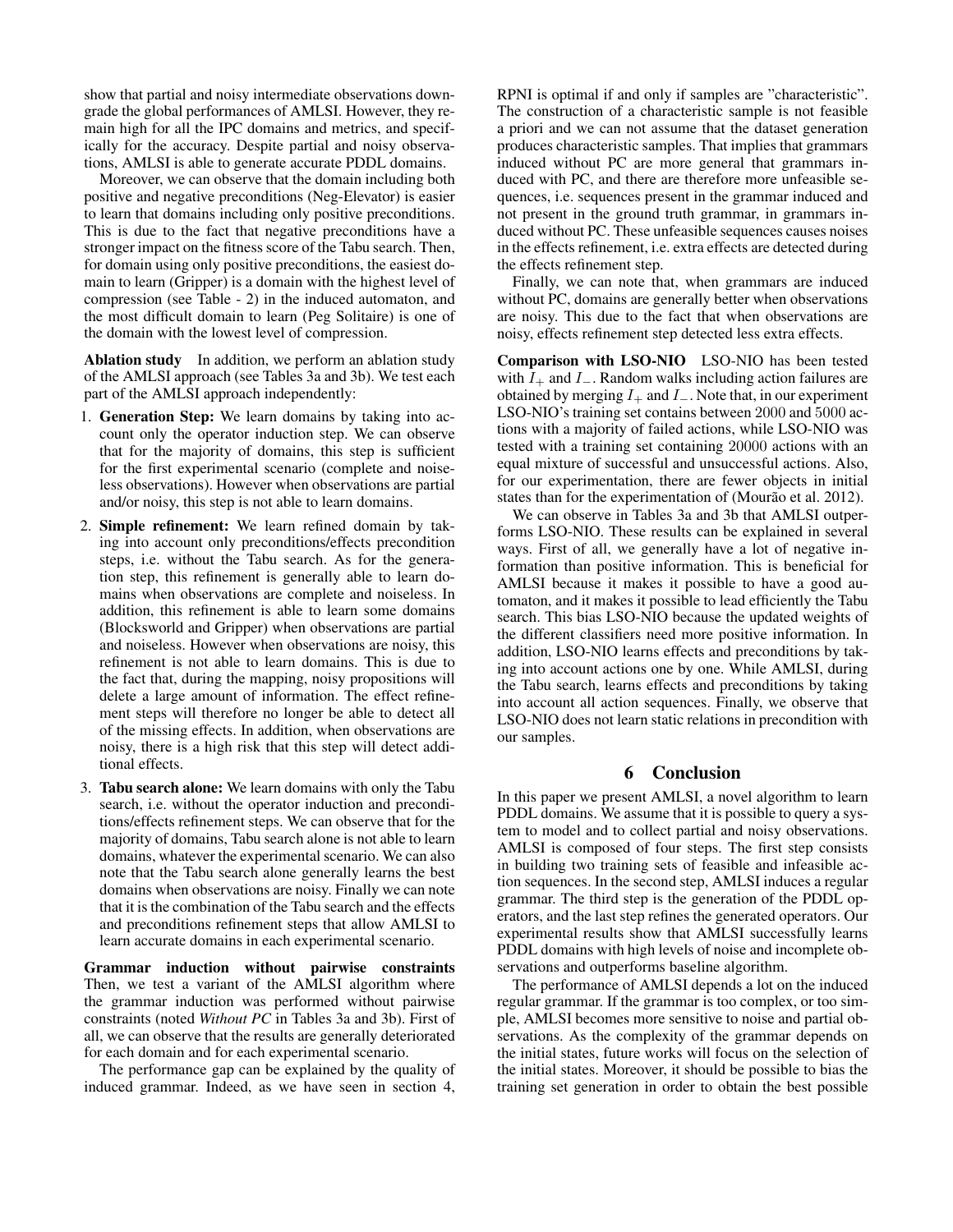show that partial and noisy intermediate observations downgrade the global performances of AMLSI. However, they remain high for all the IPC domains and metrics, and specifically for the accuracy. Despite partial and noisy observations, AMLSI is able to generate accurate PDDL domains.

Moreover, we can observe that the domain including both positive and negative preconditions (Neg-Elevator) is easier to learn that domains including only positive preconditions. This is due to the fact that negative preconditions have a stronger impact on the fitness score of the Tabu search. Then, for domain using only positive preconditions, the easiest domain to learn (Gripper) is a domain with the highest level of compression (see Table - 2) in the induced automaton, and the most difficult domain to learn (Peg Solitaire) is one of the domain with the lowest level of compression.

**Ablation study** In addition, we perform an ablation study of the AMLSI approach (see Tables 3a and 3b). We test each part of the AMLSI approach independently:

1. **Generation Step:** We learn domains by taking into account only the operator induction step. We can observe that for the majority of domains, this step is sufficient for the first experimental scenario (complete and noiseless observations). However when observations are partial and/or noisy, this step is not able to learn domains.
2. **Simple refinement:** We learn refined domain by taking into account only preconditions/effects precondition steps, i.e. without the Tabu search. As for the generation step, this refinement is generally able to learn domains when observations are complete and noiseless. In addition, this refinement is able to learn some domains (Blocksworld and Gripper) when observations are partial and noiseless. However when observations are noisy, this refinement is not able to learn domains. This is due to the fact that, during the mapping, noisy propositions will delete a large amount of information. The effect refinement steps will therefore no longer be able to detect all of the missing effects. In addition, when observations are noisy, there is a high risk that this step will detect additional effects.
3. **Tabu search alone:** We learn domains with only the Tabu search, i.e. without the operator induction and preconditions/effects refinement steps. We can observe that for the majority of domains, Tabu search alone is not able to learn domains, whatever the experimental scenario. We can also note that the Tabu search alone generally learns the best domains when observations are noisy. Finally we can note that it is the combination of the Tabu search and the effects and preconditions refinement steps that allow AMLSI to learn accurate domains in each experimental scenario.

**Grammar induction without pairwise constraints** Then, we test a variant of the AMLSI algorithm where the grammar induction was performed without pairwise constraints (noted *Without PC* in Tables 3a and 3b). First of all, we can observe that the results are generally deteriorated for each domain and for each experimental scenario.

The performance gap can be explained by the quality of induced grammar. Indeed, as we have seen in section 4, RPNI is optimal if and only if samples are "characteristic". The construction of a characteristic sample is not feasible a priori and we can not assume that the dataset generation produces characteristic samples. That implies that grammars induced without PC are more general that grammars induced with PC, and there are therefore more unfeasible sequences, i.e. sequences present in the grammar induced and not present in the ground truth grammar, in grammars induced without PC. These unfeasible sequences causes noises in the effects refinement, i.e. extra effects are detected during the effects refinement step.

Finally, we can note that, when grammars are induced without PC, domains are generally better when observations are noisy. This due to the fact that when observations are noisy, effects refinement step detected less extra effects.

**Comparison with LSO-NIO** LSO-NIO has been tested with $I_+$ and $I_-$. Random walks including action failures are obtained by merging $I_+$ and $I_-$. Note that, in our experiment LSO-NIO's training set contains between $2000$ and $5000$ actions with a majority of failed actions, while LSO-NIO was tested with a training set containing $20000$ actions with an equal mixture of successful and unsuccessful actions. Also, for our experimentation, there are fewer objects in initial states than for the experimentation of (Mourão et al. 2012).

We can observe in Tables 3a and 3b that AMLSI outperforms LSO-NIO. These results can be explained in several ways. First of all, we generally have a lot of negative information than positive information. This is beneficial for AMLSI because it makes it possible to have a good automaton, and it makes it possible to lead efficiently the Tabu search. This bias LSO-NIO because the updated weights of the different classifiers need more positive information. In addition, LSO-NIO learns effects and preconditions by taking into account actions one by one. While AMLSI, during the Tabu search, learns effects and preconditions by taking into account all action sequences. Finally, we observe that LSO-NIO does not learn static relations in precondition with our samples.

## 6 Conclusion

In this paper we present AMLSI, a novel algorithm to learn PDDL domains. We assume that it is possible to query a system to model and to collect partial and noisy observations. AMLSI is composed of four steps. The first step consists in building two training sets of feasible and infeasible action sequences. In the second step, AMLSI induces a regular grammar. The third step is the generation of the PDDL operators, and the last step refines the generated operators. Our experimental results show that AMLSI successfully learns PDDL domains with high levels of noise and incomplete observations and outperforms baseline algorithm.

The performance of AMLSI depends a lot on the induced regular grammar. If the grammar is too complex, or too simple, AMLSI becomes more sensitive to noise and partial observations. As the complexity of the grammar depends on the initial states, future works will focus on the selection of the initial states. Moreover, it should be possible to bias the training set generation in order to obtain the best possible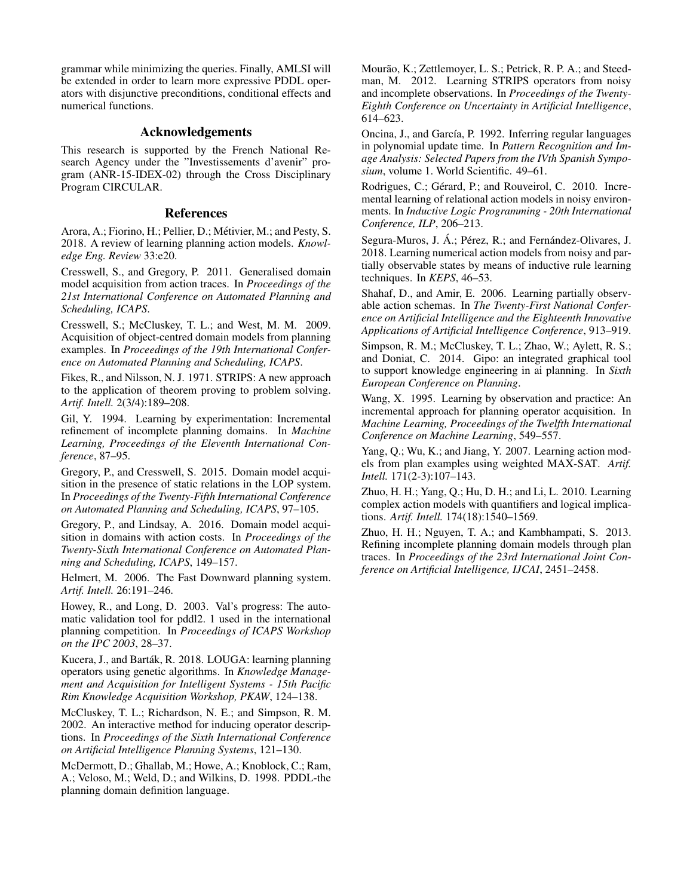grammar while minimizing the queries. Finally, AMLSI will be extended in order to learn more expressive PDDL operators with disjunctive preconditions, conditional effects and numerical functions.

## Acknowledgements

This research is supported by the French National Research Agency under the "Investissements d'avenir" program (ANR-15-IDEX-02) through the Cross Disciplinary Program CIRCULAR.

## References

Arora, A.; Fiorino, H.; Pellier, D.; Métivier, M.; and Pesty, S. 2018. A review of learning planning action models. *Knowledge Eng. Review* 33:e20.

Cresswell, S., and Gregory, P. 2011. Generalised domain model acquisition from action traces. In *Proceedings of the 21st International Conference on Automated Planning and Scheduling, ICAPS*.

Cresswell, S.; McCluskey, T. L.; and West, M. M. 2009. Acquisition of object-centred domain models from planning examples. In *Proceedings of the 19th International Conference on Automated Planning and Scheduling, ICAPS*.

Fikes, R., and Nilsson, N. J. 1971. STRIPS: A new approach to the application of theorem proving to problem solving. *Artif. Intell.* 2(3/4):189–208.

Gil, Y. 1994. Learning by experimentation: Incremental refinement of incomplete planning domains. In *Machine Learning, Proceedings of the Eleventh International Conference*, 87–95.

Gregory, P., and Cresswell, S. 2015. Domain model acquisition in the presence of static relations in the LOP system. In *Proceedings of the Twenty-Fifth International Conference on Automated Planning and Scheduling, ICAPS*, 97–105.

Gregory, P., and Lindsay, A. 2016. Domain model acquisition in domains with action costs. In *Proceedings of the Twenty-Sixth International Conference on Automated Planning and Scheduling, ICAPS*, 149–157.

Helmert, M. 2006. The Fast Downward planning system. *Artif. Intell.* 26:191–246.

Howey, R., and Long, D. 2003. Val's progress: The automatic validation tool for pddl2. 1 used in the international planning competition. In *Proceedings of ICAPS Workshop on the IPC 2003*, 28–37.

Kucera, J., and Barták, R. 2018. LOUGA: learning planning operators using genetic algorithms. In *Knowledge Management and Acquisition for Intelligent Systems - 15th Pacific Rim Knowledge Acquisition Workshop, PKAW*, 124–138.

McCluskey, T. L.; Richardson, N. E.; and Simpson, R. M. 2002. An interactive method for inducing operator descriptions. In *Proceedings of the Sixth International Conference on Artificial Intelligence Planning Systems*, 121–130.

McDermott, D.; Ghallab, M.; Howe, A.; Knoblock, C.; Ram, A.; Veloso, M.; Weld, D.; and Wilkins, D. 1998. PDDL-the planning domain definition language.

Mourão, K.; Zettlemoyer, L. S.; Petrick, R. P. A.; and Steedman, M. 2012. Learning STRIPS operators from noisy and incomplete observations. In *Proceedings of the Twenty-Eighth Conference on Uncertainty in Artificial Intelligence*, 614–623.

Oncina, J., and García, P. 1992. Inferring regular languages in polynomial update time. In *Pattern Recognition and Image Analysis: Selected Papers from the IVth Spanish Symposium*, volume 1. World Scientific. 49–61.

Rodrigues, C.; Gérard, P.; and Rouveirol, C. 2010. Incremental learning of relational action models in noisy environments. In *Inductive Logic Programming - 20th International Conference, ILP*, 206–213.

Segura-Muros, J. Á.; Pérez, R.; and Fernández-Olivares, J. 2018. Learning numerical action models from noisy and partially observable states by means of inductive rule learning techniques. In *KEPS*, 46–53.

Shahaf, D., and Amir, E. 2006. Learning partially observable action schemas. In *The Twenty-First National Conference on Artificial Intelligence and the Eighteenth Innovative Applications of Artificial Intelligence Conference*, 913–919.

Simpson, R. M.; McCluskey, T. L.; Zhao, W.; Aylett, R. S.; and Doniat, C. 2014. Gipo: an integrated graphical tool to support knowledge engineering in ai planning. In *Sixth European Conference on Planning*.

Wang, X. 1995. Learning by observation and practice: An incremental approach for planning operator acquisition. In *Machine Learning, Proceedings of the Twelfth International Conference on Machine Learning*, 549–557.

Yang, Q.; Wu, K.; and Jiang, Y. 2007. Learning action models from plan examples using weighted MAX-SAT. *Artif. Intell.* 171(2-3):107–143.

Zhuo, H. H.; Yang, Q.; Hu, D. H.; and Li, L. 2010. Learning complex action models with quantifiers and logical implications. *Artif. Intell.* 174(18):1540–1569.

Zhuo, H. H.; Nguyen, T. A.; and Kambhampati, S. 2013. Refining incomplete planning domain models through plan traces. In *Proceedings of the 23rd International Joint Conference on Artificial Intelligence, IJCAI*, 2451–2458.